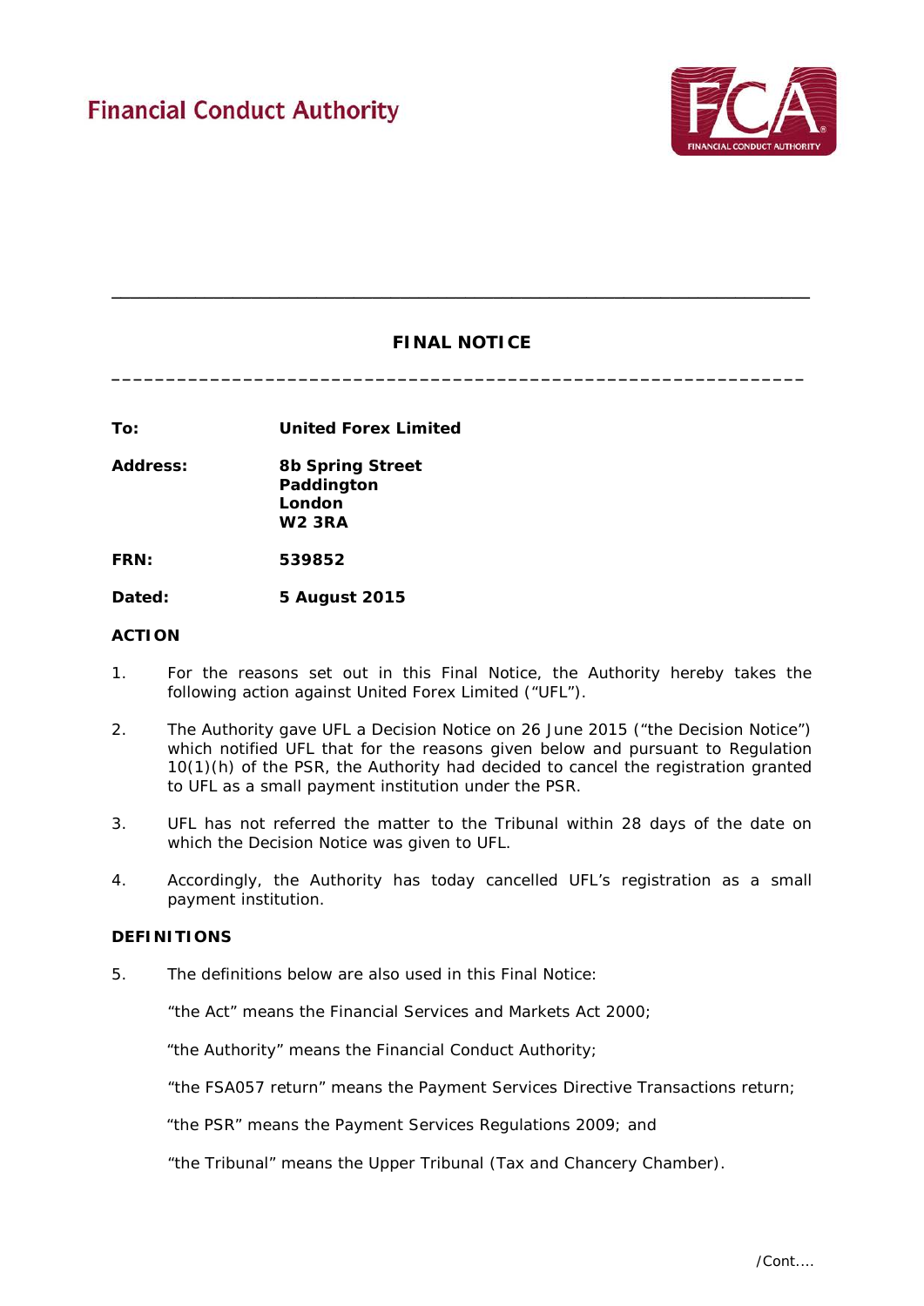Financial Conduct Authority

---

# FINAL NOTICE

---

**To:** **United Forex Limited**

**Address:** **8b Spring Street**
**Paddington**
**London**
**W2 3RA**

**FRN:** **539852**

**Dated:** **5 August 2015**

## ACTION

1. For the reasons set out in this Final Notice, the Authority hereby takes the following action against United Forex Limited ("UFL").

2. The Authority gave UFL a Decision Notice on 26 June 2015 ("the Decision Notice") which notified UFL that for the reasons given below and pursuant to Regulation 10(1)(h) of the PSR, the Authority had decided to cancel the registration granted to UFL as a small payment institution under the PSR.

3. UFL has not referred the matter to the Tribunal within 28 days of the date on which the Decision Notice was given to UFL.

4. Accordingly, the Authority has today cancelled UFL's registration as a small payment institution.

## DEFINITIONS

5. The definitions below are also used in this Final Notice:

   "the Act" means the Financial Services and Markets Act 2000;

   "the Authority" means the Financial Conduct Authority;

   "the FSA057 return" means the Payment Services Directive Transactions return;

   "the PSR" means the Payment Services Regulations 2009; and

   "the Tribunal" means the Upper Tribunal (Tax and Chancery Chamber).

/Cont....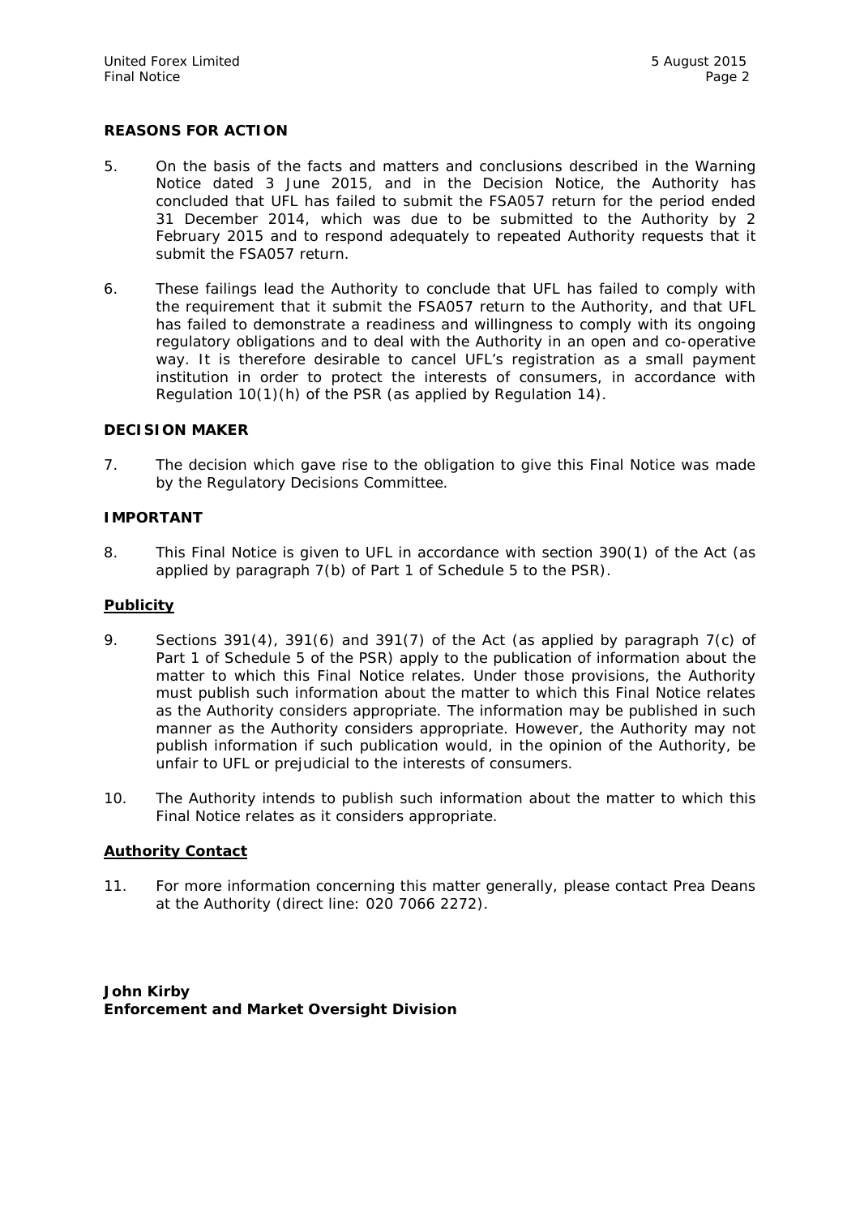**REASONS FOR ACTION**

5. On the basis of the facts and matters and conclusions described in the Warning Notice dated 3 June 2015, and in the Decision Notice, the Authority has concluded that UFL has failed to submit the FSA057 return for the period ended 31 December 2014, which was due to be submitted to the Authority by 2 February 2015 and to respond adequately to repeated Authority requests that it submit the FSA057 return.

6. These failings lead the Authority to conclude that UFL has failed to comply with the requirement that it submit the FSA057 return to the Authority, and that UFL has failed to demonstrate a readiness and willingness to comply with its ongoing regulatory obligations and to deal with the Authority in an open and co-operative way. It is therefore desirable to cancel UFL's registration as a small payment institution in order to protect the interests of consumers, in accordance with Regulation 10(1)(h) of the PSR (as applied by Regulation 14).

**DECISION MAKER**

7. The decision which gave rise to the obligation to give this Final Notice was made by the Regulatory Decisions Committee.

**IMPORTANT**

8. This Final Notice is given to UFL in accordance with section 390(1) of the Act (as applied by paragraph 7(b) of Part 1 of Schedule 5 to the PSR).

**Publicity**

9. Sections 391(4), 391(6) and 391(7) of the Act (as applied by paragraph 7(c) of Part 1 of Schedule 5 of the PSR) apply to the publication of information about the matter to which this Final Notice relates. Under those provisions, the Authority must publish such information about the matter to which this Final Notice relates as the Authority considers appropriate. The information may be published in such manner as the Authority considers appropriate. However, the Authority may not publish information if such publication would, in the opinion of the Authority, be unfair to UFL or prejudicial to the interests of consumers.

10. The Authority intends to publish such information about the matter to which this Final Notice relates as it considers appropriate.

**Authority Contact**

11. For more information concerning this matter generally, please contact Prea Deans at the Authority (direct line: 020 7066 2272).

**John Kirby**
**Enforcement and Market Oversight Division**